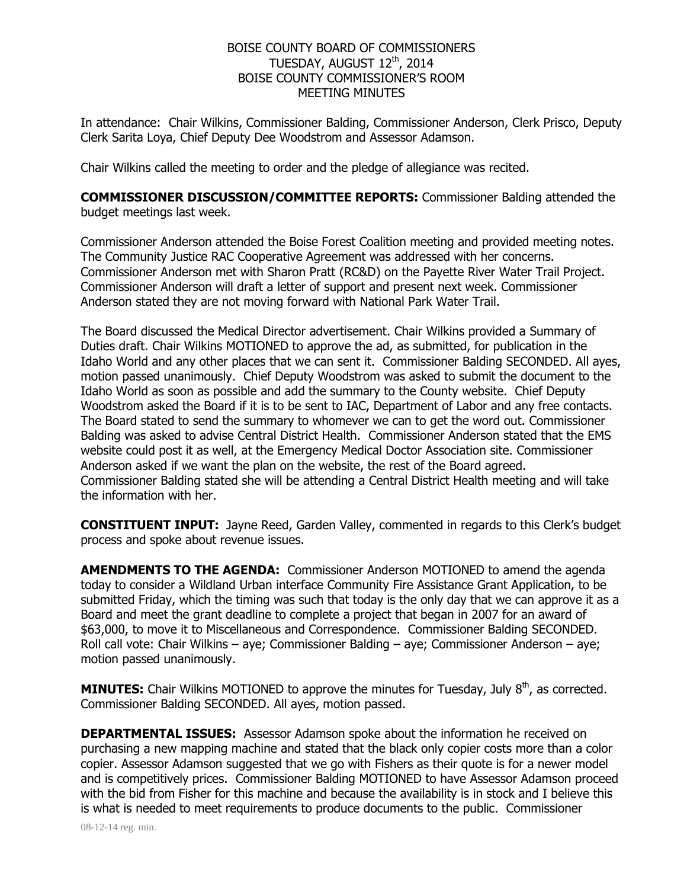BOISE COUNTY BOARD OF COMMISSIONERS
TUESDAY, AUGUST 12th, 2014
BOISE COUNTY COMMISSIONER'S ROOM
MEETING MINUTES

In attendance: Chair Wilkins, Commissioner Balding, Commissioner Anderson, Clerk Prisco, Deputy Clerk Sarita Loya, Chief Deputy Dee Woodstrom and Assessor Adamson.

Chair Wilkins called the meeting to order and the pledge of allegiance was recited.

**COMMISSIONER DISCUSSION/COMMITTEE REPORTS:** Commissioner Balding attended the budget meetings last week.

Commissioner Anderson attended the Boise Forest Coalition meeting and provided meeting notes. The Community Justice RAC Cooperative Agreement was addressed with her concerns. Commissioner Anderson met with Sharon Pratt (RC&D) on the Payette River Water Trail Project. Commissioner Anderson will draft a letter of support and present next week. Commissioner Anderson stated they are not moving forward with National Park Water Trail.

The Board discussed the Medical Director advertisement. Chair Wilkins provided a Summary of Duties draft. Chair Wilkins MOTIONED to approve the ad, as submitted, for publication in the Idaho World and any other places that we can sent it. Commissioner Balding SECONDED. All ayes, motion passed unanimously. Chief Deputy Woodstrom was asked to submit the document to the Idaho World as soon as possible and add the summary to the County website. Chief Deputy Woodstrom asked the Board if it is to be sent to IAC, Department of Labor and any free contacts. The Board stated to send the summary to whomever we can to get the word out. Commissioner Balding was asked to advise Central District Health. Commissioner Anderson stated that the EMS website could post it as well, at the Emergency Medical Doctor Association site. Commissioner Anderson asked if we want the plan on the website, the rest of the Board agreed. Commissioner Balding stated she will be attending a Central District Health meeting and will take the information with her.

**CONSTITUENT INPUT:** Jayne Reed, Garden Valley, commented in regards to this Clerk's budget process and spoke about revenue issues.

**AMENDMENTS TO THE AGENDA:** Commissioner Anderson MOTIONED to amend the agenda today to consider a Wildland Urban interface Community Fire Assistance Grant Application, to be submitted Friday, which the timing was such that today is the only day that we can approve it as a Board and meet the grant deadline to complete a project that began in 2007 for an award of \$63,000, to move it to Miscellaneous and Correspondence. Commissioner Balding SECONDED. Roll call vote: Chair Wilkins – aye; Commissioner Balding – aye; Commissioner Anderson – aye; motion passed unanimously.

**MINUTES:** Chair Wilkins MOTIONED to approve the minutes for Tuesday, July 8th, as corrected. Commissioner Balding SECONDED. All ayes, motion passed.

**DEPARTMENTAL ISSUES:** Assessor Adamson spoke about the information he received on purchasing a new mapping machine and stated that the black only copier costs more than a color copier. Assessor Adamson suggested that we go with Fishers as their quote is for a newer model and is competitively prices. Commissioner Balding MOTIONED to have Assessor Adamson proceed with the bid from Fisher for this machine and because the availability is in stock and I believe this is what is needed to meet requirements to produce documents to the public. Commissioner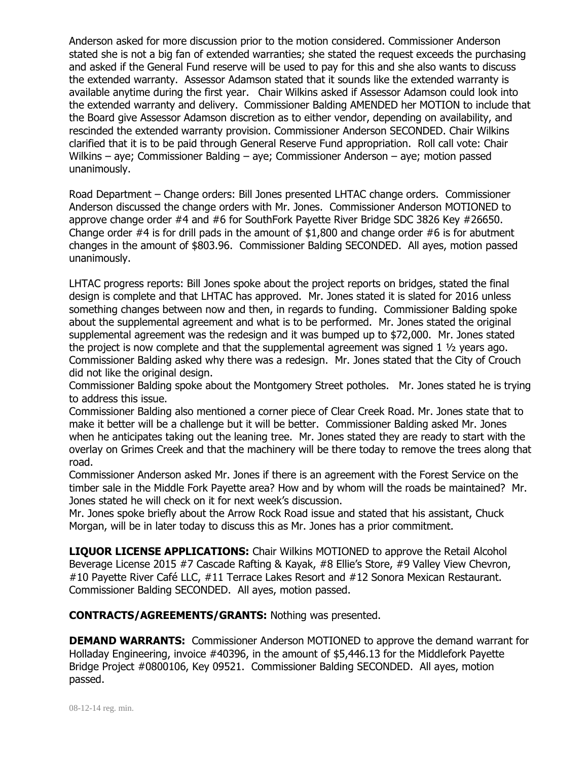Anderson asked for more discussion prior to the motion considered. Commissioner Anderson stated she is not a big fan of extended warranties; she stated the request exceeds the purchasing and asked if the General Fund reserve will be used to pay for this and she also wants to discuss the extended warranty. Assessor Adamson stated that it sounds like the extended warranty is available anytime during the first year. Chair Wilkins asked if Assessor Adamson could look into the extended warranty and delivery. Commissioner Balding AMENDED her MOTION to include that the Board give Assessor Adamson discretion as to either vendor, depending on availability, and rescinded the extended warranty provision. Commissioner Anderson SECONDED. Chair Wilkins clarified that it is to be paid through General Reserve Fund appropriation. Roll call vote: Chair Wilkins – aye; Commissioner Balding – aye; Commissioner Anderson – aye; motion passed unanimously.

Road Department – Change orders: Bill Jones presented LHTAC change orders. Commissioner Anderson discussed the change orders with Mr. Jones. Commissioner Anderson MOTIONED to approve change order #4 and #6 for SouthFork Payette River Bridge SDC 3826 Key #26650. Change order #4 is for drill pads in the amount of $1,800 and change order #6 is for abutment changes in the amount of $803.96. Commissioner Balding SECONDED. All ayes, motion passed unanimously.

LHTAC progress reports: Bill Jones spoke about the project reports on bridges, stated the final design is complete and that LHTAC has approved. Mr. Jones stated it is slated for 2016 unless something changes between now and then, in regards to funding. Commissioner Balding spoke about the supplemental agreement and what is to be performed. Mr. Jones stated the original supplemental agreement was the redesign and it was bumped up to $72,000. Mr. Jones stated the project is now complete and that the supplemental agreement was signed 1 ½ years ago. Commissioner Balding asked why there was a redesign. Mr. Jones stated that the City of Crouch did not like the original design.

Commissioner Balding spoke about the Montgomery Street potholes. Mr. Jones stated he is trying to address this issue.

Commissioner Balding also mentioned a corner piece of Clear Creek Road. Mr. Jones state that to make it better will be a challenge but it will be better. Commissioner Balding asked Mr. Jones when he anticipates taking out the leaning tree. Mr. Jones stated they are ready to start with the overlay on Grimes Creek and that the machinery will be there today to remove the trees along that road.

Commissioner Anderson asked Mr. Jones if there is an agreement with the Forest Service on the timber sale in the Middle Fork Payette area? How and by whom will the roads be maintained? Mr. Jones stated he will check on it for next week's discussion.

Mr. Jones spoke briefly about the Arrow Rock Road issue and stated that his assistant, Chuck Morgan, will be in later today to discuss this as Mr. Jones has a prior commitment.

**LIQUOR LICENSE APPLICATIONS:** Chair Wilkins MOTIONED to approve the Retail Alcohol Beverage License 2015 #7 Cascade Rafting & Kayak, #8 Ellie's Store, #9 Valley View Chevron, #10 Payette River Café LLC, #11 Terrace Lakes Resort and #12 Sonora Mexican Restaurant. Commissioner Balding SECONDED. All ayes, motion passed.

**CONTRACTS/AGREEMENTS/GRANTS:** Nothing was presented.

**DEMAND WARRANTS:** Commissioner Anderson MOTIONED to approve the demand warrant for Holladay Engineering, invoice #40396, in the amount of $5,446.13 for the Middlefork Payette Bridge Project #0800106, Key 09521. Commissioner Balding SECONDED. All ayes, motion passed.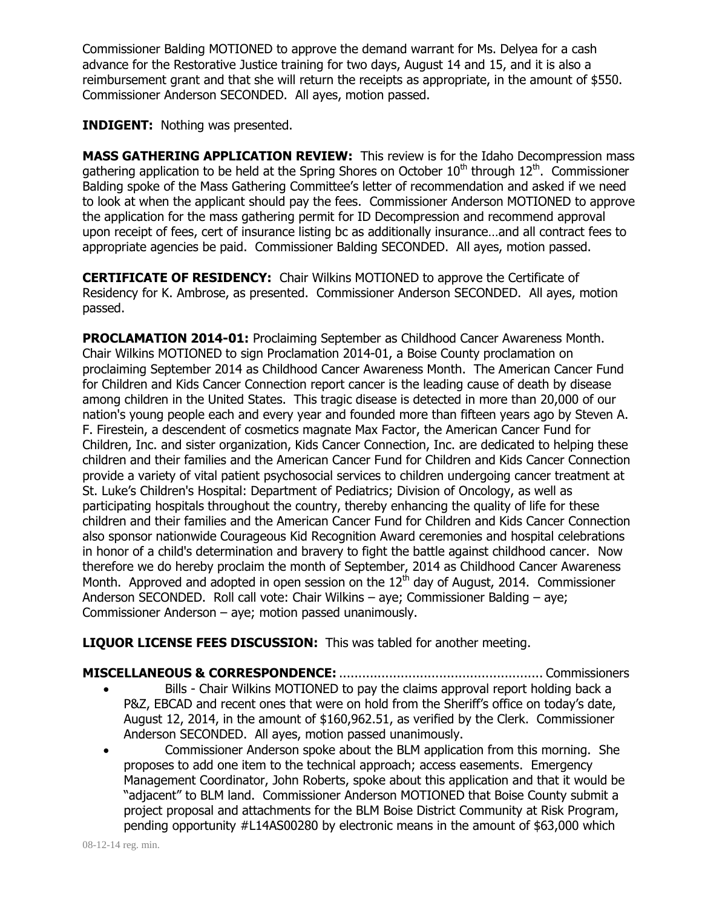Commissioner Balding MOTIONED to approve the demand warrant for Ms. Delyea for a cash advance for the Restorative Justice training for two days, August 14 and 15, and it is also a reimbursement grant and that she will return the receipts as appropriate, in the amount of $550. Commissioner Anderson SECONDED. All ayes, motion passed.

**INDIGENT:** Nothing was presented.

**MASS GATHERING APPLICATION REVIEW:** This review is for the Idaho Decompression mass gathering application to be held at the Spring Shores on October 10th through 12th. Commissioner Balding spoke of the Mass Gathering Committee's letter of recommendation and asked if we need to look at when the applicant should pay the fees. Commissioner Anderson MOTIONED to approve the application for the mass gathering permit for ID Decompression and recommend approval upon receipt of fees, cert of insurance listing bc as additionally insurance…and all contract fees to appropriate agencies be paid. Commissioner Balding SECONDED. All ayes, motion passed.

**CERTIFICATE OF RESIDENCY:** Chair Wilkins MOTIONED to approve the Certificate of Residency for K. Ambrose, as presented. Commissioner Anderson SECONDED. All ayes, motion passed.

**PROCLAMATION 2014-01:** Proclaiming September as Childhood Cancer Awareness Month. Chair Wilkins MOTIONED to sign Proclamation 2014-01, a Boise County proclamation on proclaiming September 2014 as Childhood Cancer Awareness Month. The American Cancer Fund for Children and Kids Cancer Connection report cancer is the leading cause of death by disease among children in the United States. This tragic disease is detected in more than 20,000 of our nation's young people each and every year and founded more than fifteen years ago by Steven A. F. Firestein, a descendent of cosmetics magnate Max Factor, the American Cancer Fund for Children, Inc. and sister organization, Kids Cancer Connection, Inc. are dedicated to helping these children and their families and the American Cancer Fund for Children and Kids Cancer Connection provide a variety of vital patient psychosocial services to children undergoing cancer treatment at St. Luke's Children's Hospital: Department of Pediatrics; Division of Oncology, as well as participating hospitals throughout the country, thereby enhancing the quality of life for these children and their families and the American Cancer Fund for Children and Kids Cancer Connection also sponsor nationwide Courageous Kid Recognition Award ceremonies and hospital celebrations in honor of a child's determination and bravery to fight the battle against childhood cancer. Now therefore we do hereby proclaim the month of September, 2014 as Childhood Cancer Awareness Month. Approved and adopted in open session on the 12th day of August, 2014. Commissioner Anderson SECONDED. Roll call vote: Chair Wilkins – aye; Commissioner Balding – aye; Commissioner Anderson – aye; motion passed unanimously.

**LIQUOR LICENSE FEES DISCUSSION:** This was tabled for another meeting.

**MISCELLANEOUS & CORRESPONDENCE:** ..................................................... Commissioners

- Bills - Chair Wilkins MOTIONED to pay the claims approval report holding back a P&Z, EBCAD and recent ones that were on hold from the Sheriff's office on today's date, August 12, 2014, in the amount of $160,962.51, as verified by the Clerk. Commissioner Anderson SECONDED. All ayes, motion passed unanimously.
- Commissioner Anderson spoke about the BLM application from this morning. She proposes to add one item to the technical approach; access easements. Emergency Management Coordinator, John Roberts, spoke about this application and that it would be "adjacent" to BLM land. Commissioner Anderson MOTIONED that Boise County submit a project proposal and attachments for the BLM Boise District Community at Risk Program, pending opportunity #L14AS00280 by electronic means in the amount of $63,000 which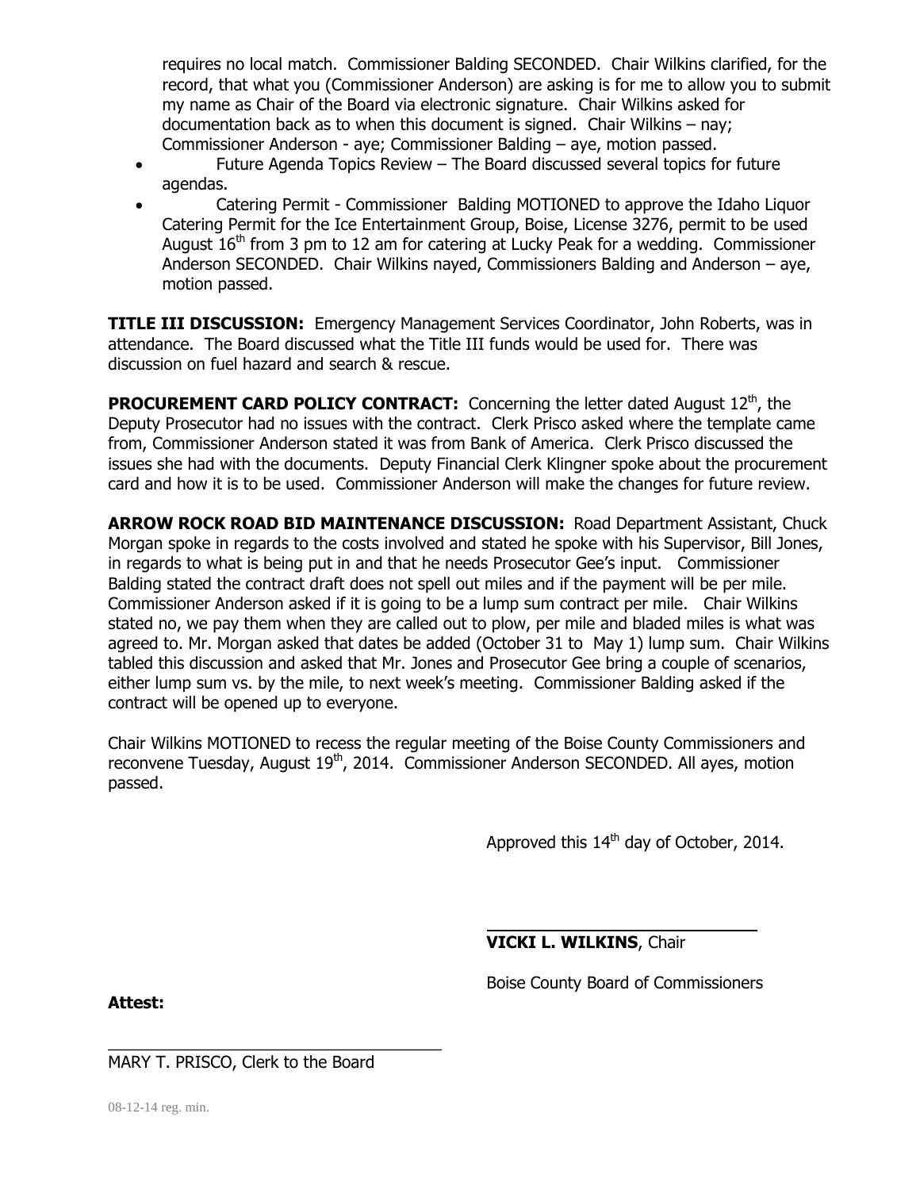requires no local match. Commissioner Balding SECONDED. Chair Wilkins clarified, for the record, that what you (Commissioner Anderson) are asking is for me to allow you to submit my name as Chair of the Board via electronic signature. Chair Wilkins asked for documentation back as to when this document is signed. Chair Wilkins – nay; Commissioner Anderson - aye; Commissioner Balding – aye, motion passed.

- Future Agenda Topics Review – The Board discussed several topics for future agendas.
- Catering Permit - Commissioner Balding MOTIONED to approve the Idaho Liquor Catering Permit for the Ice Entertainment Group, Boise, License 3276, permit to be used August 16th from 3 pm to 12 am for catering at Lucky Peak for a wedding. Commissioner Anderson SECONDED. Chair Wilkins nayed, Commissioners Balding and Anderson – aye, motion passed.

**TITLE III DISCUSSION:** Emergency Management Services Coordinator, John Roberts, was in attendance. The Board discussed what the Title III funds would be used for. There was discussion on fuel hazard and search & rescue.

**PROCUREMENT CARD POLICY CONTRACT:** Concerning the letter dated August 12th, the Deputy Prosecutor had no issues with the contract. Clerk Prisco asked where the template came from, Commissioner Anderson stated it was from Bank of America. Clerk Prisco discussed the issues she had with the documents. Deputy Financial Clerk Klingner spoke about the procurement card and how it is to be used. Commissioner Anderson will make the changes for future review.

**ARROW ROCK ROAD BID MAINTENANCE DISCUSSION:** Road Department Assistant, Chuck Morgan spoke in regards to the costs involved and stated he spoke with his Supervisor, Bill Jones, in regards to what is being put in and that he needs Prosecutor Gee's input. Commissioner Balding stated the contract draft does not spell out miles and if the payment will be per mile. Commissioner Anderson asked if it is going to be a lump sum contract per mile. Chair Wilkins stated no, we pay them when they are called out to plow, per mile and bladed miles is what was agreed to. Mr. Morgan asked that dates be added (October 31 to May 1) lump sum. Chair Wilkins tabled this discussion and asked that Mr. Jones and Prosecutor Gee bring a couple of scenarios, either lump sum vs. by the mile, to next week's meeting. Commissioner Balding asked if the contract will be opened up to everyone.

Chair Wilkins MOTIONED to recess the regular meeting of the Boise County Commissioners and reconvene Tuesday, August 19th, 2014. Commissioner Anderson SECONDED. All ayes, motion passed.

Approved this 14th day of October, 2014.

**VICKI L. WILKINS**, Chair

Boise County Board of Commissioners

**Attest:**

MARY T. PRISCO, Clerk to the Board

08-12-14 reg. min.